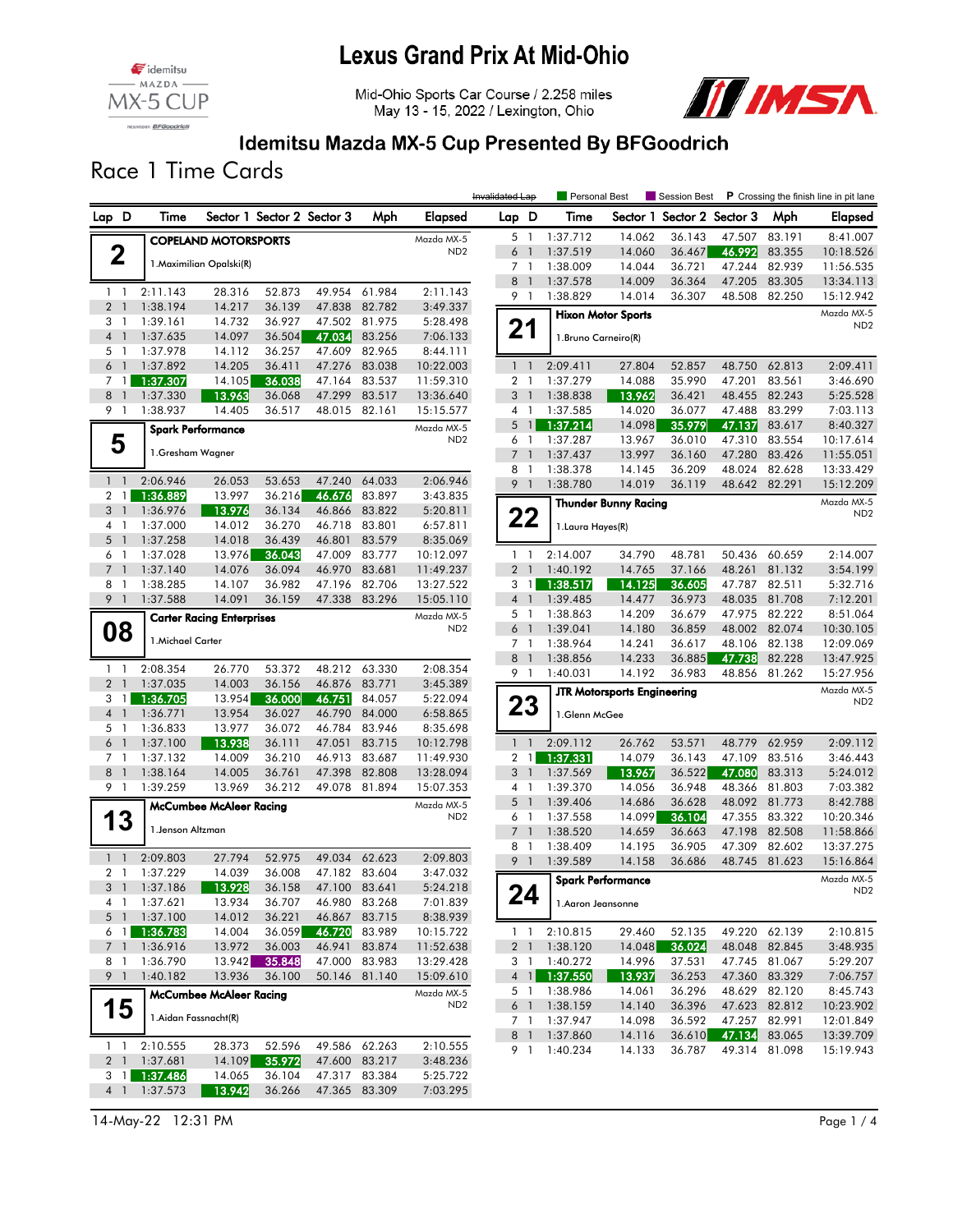# Lexus Grand Prix At Mid-Ohio

Mid-Ohio Sports Car Course / 2.258 miles
May 13 - 15, 2022 / Lexington, Ohio

## Idemitsu Mazda MX-5 Cup Presented By BFGoodrich

### Race 1 Time Cards

Invalidated Lap | Personal Best | Session Best | P Crossing the finish line in pit lane

**2 — COPELAND MOTORSPORTS** — Mazda MX-5 ND2
1.Maximilian Opalski(R)

| Lap | D | Time | Sector 1 | Sector 2 | Sector 3 | Mph | Elapsed |
|---|---|---|---|---|---|---|---|
| 1 | 1 | 2:11.143 | 28.316 | 52.873 | 49.954 | 61.984 | 2:11.143 |
| 2 | 1 | 1:38.194 | 14.217 | 36.139 | 47.838 | 82.782 | 3:49.337 |
| 3 | 1 | 1:39.161 | 14.732 | 36.927 | 47.502 | 81.975 | 5:28.498 |
| 4 | 1 | 1:37.635 | 14.097 | 36.504 | 47.034 | 83.256 | 7:06.133 |
| 5 | 1 | 1:37.978 | 14.112 | 36.257 | 47.609 | 82.965 | 8:44.111 |
| 6 | 1 | 1:37.892 | 14.205 | 36.411 | 47.276 | 83.038 | 10:22.003 |
| 7 | 1 | 1:37.307 | 14.105 | 36.038 | 47.164 | 83.537 | 11:59.310 |
| 8 | 1 | 1:37.330 | 13.963 | 36.068 | 47.299 | 83.517 | 13:36.640 |
| 9 | 1 | 1:38.937 | 14.405 | 36.517 | 48.015 | 82.161 | 15:15.577 |

**5 — Spark Performance** — Mazda MX-5 ND2
1.Gresham Wagner

| Lap | D | Time | Sector 1 | Sector 2 | Sector 3 | Mph | Elapsed |
|---|---|---|---|---|---|---|---|
| 1 | 1 | 2:06.946 | 26.053 | 53.653 | 47.240 | 64.033 | 2:06.946 |
| 2 | 1 | 1:36.889 | 13.997 | 36.216 | 46.676 | 83.897 | 3:43.835 |
| 3 | 1 | 1:36.976 | 13.976 | 36.134 | 46.866 | 83.822 | 5:20.811 |
| 4 | 1 | 1:37.000 | 14.012 | 36.270 | 46.718 | 83.801 | 6:57.811 |
| 5 | 1 | 1:37.258 | 14.018 | 36.439 | 46.801 | 83.579 | 8:35.069 |
| 6 | 1 | 1:37.028 | 13.976 | 36.043 | 47.009 | 83.777 | 10:12.097 |
| 7 | 1 | 1:37.140 | 14.076 | 36.094 | 46.970 | 83.681 | 11:49.237 |
| 8 | 1 | 1:38.285 | 14.107 | 36.982 | 47.196 | 82.706 | 13:27.522 |
| 9 | 1 | 1:37.588 | 14.091 | 36.159 | 47.338 | 83.296 | 15:05.110 |

**08 — Carter Racing Enterprises** — Mazda MX-5 ND2
1.Michael Carter

| Lap | D | Time | Sector 1 | Sector 2 | Sector 3 | Mph | Elapsed |
|---|---|---|---|---|---|---|---|
| 1 | 1 | 2:08.354 | 26.770 | 53.372 | 48.212 | 63.330 | 2:08.354 |
| 2 | 1 | 1:37.035 | 14.003 | 36.156 | 46.876 | 83.771 | 3:45.389 |
| 3 | 1 | 1:36.705 | 13.954 | 36.000 | 46.751 | 84.057 | 5:22.094 |
| 4 | 1 | 1:36.771 | 13.954 | 36.027 | 46.790 | 84.000 | 6:58.865 |
| 5 | 1 | 1:36.833 | 13.977 | 36.072 | 46.784 | 83.946 | 8:35.698 |
| 6 | 1 | 1:37.100 | 13.938 | 36.111 | 47.051 | 83.715 | 10:12.798 |
| 7 | 1 | 1:37.132 | 14.009 | 36.210 | 46.913 | 83.687 | 11:49.930 |
| 8 | 1 | 1:38.164 | 14.005 | 36.761 | 47.398 | 82.808 | 13:28.094 |
| 9 | 1 | 1:39.259 | 13.969 | 36.212 | 49.078 | 81.894 | 15:07.353 |

**13 — McCumbee McAleer Racing** — Mazda MX-5 ND2
1.Jenson Altzman

| Lap | D | Time | Sector 1 | Sector 2 | Sector 3 | Mph | Elapsed |
|---|---|---|---|---|---|---|---|
| 1 | 1 | 2:09.803 | 27.794 | 52.975 | 49.034 | 62.623 | 2:09.803 |
| 2 | 1 | 1:37.229 | 14.039 | 36.008 | 47.182 | 83.604 | 3:47.032 |
| 3 | 1 | 1:37.186 | 13.928 | 36.158 | 47.100 | 83.641 | 5:24.218 |
| 4 | 1 | 1:37.621 | 13.934 | 36.707 | 46.980 | 83.268 | 7:01.839 |
| 5 | 1 | 1:37.100 | 14.012 | 36.221 | 46.867 | 83.715 | 8:38.939 |
| 6 | 1 | 1:36.783 | 14.004 | 36.059 | 46.720 | 83.989 | 10:15.722 |
| 7 | 1 | 1:36.916 | 13.972 | 36.003 | 46.941 | 83.874 | 11:52.638 |
| 8 | 1 | 1:36.790 | 13.942 | 35.848 | 47.000 | 83.983 | 13:29.428 |
| 9 | 1 | 1:40.182 | 13.936 | 36.100 | 50.146 | 81.140 | 15:09.610 |

**15 — McCumbee McAleer Racing** — Mazda MX-5 ND2
1.Aidan Fassnacht(R)

| Lap | D | Time | Sector 1 | Sector 2 | Sector 3 | Mph | Elapsed |
|---|---|---|---|---|---|---|---|
| 1 | 1 | 2:10.555 | 28.373 | 52.596 | 49.586 | 62.263 | 2:10.555 |
| 2 | 1 | 1:37.681 | 14.109 | 35.972 | 47.600 | 83.217 | 3:48.236 |
| 3 | 1 | 1:37.486 | 14.065 | 36.104 | 47.317 | 83.384 | 5:25.722 |
| 4 | 1 | 1:37.573 | 13.942 | 36.266 | 47.365 | 83.309 | 7:03.295 |
| 5 | 1 | 1:37.712 | 14.062 | 36.143 | 47.507 | 83.191 | 8:41.007 |
| 6 | 1 | 1:37.519 | 14.060 | 36.467 | 46.992 | 83.355 | 10:18.526 |
| 7 | 1 | 1:38.009 | 14.044 | 36.721 | 47.244 | 82.939 | 11:56.535 |
| 8 | 1 | 1:37.578 | 14.009 | 36.364 | 47.205 | 83.305 | 13:34.113 |
| 9 | 1 | 1:38.829 | 14.014 | 36.307 | 48.508 | 82.250 | 15:12.942 |

**21 — Hixon Motor Sports** — Mazda MX-5 ND2
1.Bruno Carneiro(R)

| Lap | D | Time | Sector 1 | Sector 2 | Sector 3 | Mph | Elapsed |
|---|---|---|---|---|---|---|---|
| 1 | 1 | 2:09.411 | 27.804 | 52.857 | 48.750 | 62.813 | 2:09.411 |
| 2 | 1 | 1:37.279 | 14.088 | 35.990 | 47.201 | 83.561 | 3:46.690 |
| 3 | 1 | 1:38.838 | 13.962 | 36.421 | 48.455 | 82.243 | 5:25.528 |
| 4 | 1 | 1:37.585 | 14.020 | 36.077 | 47.488 | 83.299 | 7:03.113 |
| 5 | 1 | 1:37.214 | 14.098 | 35.979 | 47.137 | 83.617 | 8:40.327 |
| 6 | 1 | 1:37.287 | 13.967 | 36.010 | 47.310 | 83.554 | 10:17.614 |
| 7 | 1 | 1:37.437 | 13.997 | 36.160 | 47.280 | 83.426 | 11:55.051 |
| 8 | 1 | 1:38.378 | 14.145 | 36.209 | 48.024 | 82.628 | 13:33.429 |
| 9 | 1 | 1:38.780 | 14.019 | 36.119 | 48.642 | 82.291 | 15:12.209 |

**22 — Thunder Bunny Racing** — Mazda MX-5 ND2
1.Laura Hayes(R)

| Lap | D | Time | Sector 1 | Sector 2 | Sector 3 | Mph | Elapsed |
|---|---|---|---|---|---|---|---|
| 1 | 1 | 2:14.007 | 34.790 | 48.781 | 50.436 | 60.659 | 2:14.007 |
| 2 | 1 | 1:40.192 | 14.765 | 37.166 | 48.261 | 81.132 | 3:54.199 |
| 3 | 1 | 1:38.517 | 14.125 | 36.605 | 47.787 | 82.511 | 5:32.716 |
| 4 | 1 | 1:39.485 | 14.477 | 36.973 | 48.035 | 81.708 | 7:12.201 |
| 5 | 1 | 1:38.863 | 14.209 | 36.679 | 47.975 | 82.222 | 8:51.064 |
| 6 | 1 | 1:39.041 | 14.180 | 36.859 | 48.002 | 82.074 | 10:30.105 |
| 7 | 1 | 1:38.964 | 14.241 | 36.617 | 48.106 | 82.138 | 12:09.069 |
| 8 | 1 | 1:38.856 | 14.233 | 36.885 | 47.738 | 82.228 | 13:47.925 |
| 9 | 1 | 1:40.031 | 14.192 | 36.983 | 48.856 | 81.262 | 15:27.956 |

**23 — JTR Motorsports Engineering** — Mazda MX-5 ND2
1.Glenn McGee

| Lap | D | Time | Sector 1 | Sector 2 | Sector 3 | Mph | Elapsed |
|---|---|---|---|---|---|---|---|
| 1 | 1 | 2:09.112 | 26.762 | 53.571 | 48.779 | 62.959 | 2:09.112 |
| 2 | 1 | 1:37.331 | 14.079 | 36.143 | 47.109 | 83.516 | 3:46.443 |
| 3 | 1 | 1:37.569 | 13.967 | 36.522 | 47.080 | 83.313 | 5:24.012 |
| 4 | 1 | 1:39.370 | 14.056 | 36.948 | 48.366 | 81.803 | 7:03.382 |
| 5 | 1 | 1:39.406 | 14.686 | 36.628 | 48.092 | 81.773 | 8:42.788 |
| 6 | 1 | 1:37.558 | 14.099 | 36.104 | 47.355 | 83.322 | 10:20.346 |
| 7 | 1 | 1:38.520 | 14.659 | 36.663 | 47.198 | 82.508 | 11:58.866 |
| 8 | 1 | 1:38.409 | 14.195 | 36.905 | 47.309 | 82.602 | 13:37.275 |
| 9 | 1 | 1:39.589 | 14.158 | 36.686 | 48.745 | 81.623 | 15:16.864 |

**24 — Spark Performance** — Mazda MX-5 ND2
1.Aaron Jeansonne

| Lap | D | Time | Sector 1 | Sector 2 | Sector 3 | Mph | Elapsed |
|---|---|---|---|---|---|---|---|
| 1 | 1 | 2:10.815 | 29.460 | 52.135 | 49.220 | 62.139 | 2:10.815 |
| 2 | 1 | 1:38.120 | 14.048 | 36.024 | 48.048 | 82.845 | 3:48.935 |
| 3 | 1 | 1:40.272 | 14.996 | 37.531 | 47.745 | 81.067 | 5:29.207 |
| 4 | 1 | 1:37.550 | 13.937 | 36.253 | 47.360 | 83.329 | 7:06.757 |
| 5 | 1 | 1:38.986 | 14.061 | 36.296 | 48.629 | 82.120 | 8:45.743 |
| 6 | 1 | 1:38.159 | 14.140 | 36.396 | 47.623 | 82.812 | 10:23.902 |
| 7 | 1 | 1:37.947 | 14.098 | 36.592 | 47.257 | 82.991 | 12:01.849 |
| 8 | 1 | 1:37.860 | 14.116 | 36.610 | 47.134 | 83.065 | 13:39.709 |
| 9 | 1 | 1:40.234 | 14.133 | 36.787 | 49.314 | 81.098 | 15:19.943 |

14-May-22 12:31 PM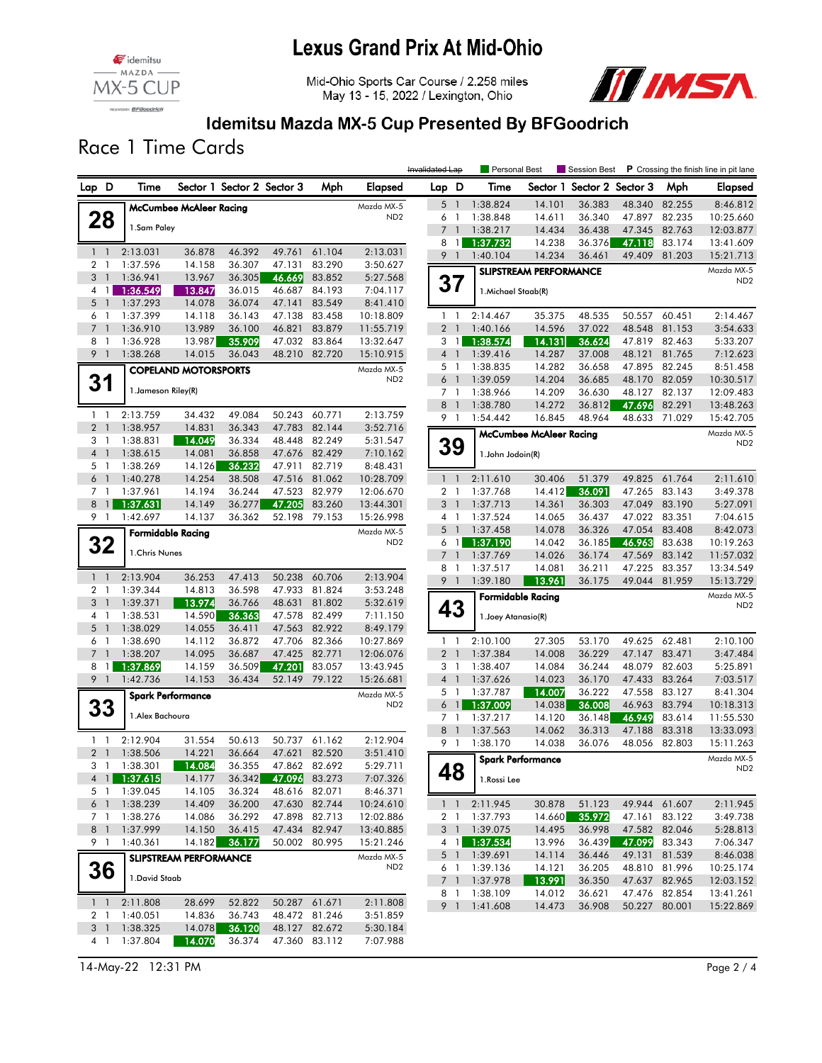# Lexus Grand Prix At Mid-Ohio

Mid-Ohio Sports Car Course / 2.258 miles
May 13 - 15, 2022 / Lexington, Ohio

## Idemitsu Mazda MX-5 Cup Presented By BFGoodrich

### Race 1 Time Cards

Invalidated Lap | Personal Best | Session Best | P Crossing the finish line in pit lane

**28** — McCumbee McAleer Racing — Mazda MX-5 ND2
1.Sam Paley

| Lap | D | Time | Sector 1 | Sector 2 | Sector 3 | Mph | Elapsed |
|---|---|---|---|---|---|---|---|
| 1 | 1 | 2:13.031 | 36.878 | 46.392 | 49.761 | 61.104 | 2:13.031 |
| 2 | 1 | 1:37.596 | 14.158 | 36.307 | 47.131 | 83.290 | 3:50.627 |
| 3 | 1 | 1:36.941 | 13.967 | 36.305 | 46.669 | 83.852 | 5:27.568 |
| 4 | 1 | 1:36.549 | 13.847 | 36.015 | 46.687 | 84.193 | 7:04.117 |
| 5 | 1 | 1:37.293 | 14.078 | 36.074 | 47.141 | 83.549 | 8:41.410 |
| 6 | 1 | 1:37.399 | 14.118 | 36.143 | 47.138 | 83.458 | 10:18.809 |
| 7 | 1 | 1:36.910 | 13.989 | 36.100 | 46.821 | 83.879 | 11:55.719 |
| 8 | 1 | 1:36.928 | 13.987 | 35.909 | 47.032 | 83.864 | 13:32.647 |
| 9 | 1 | 1:38.268 | 14.015 | 36.043 | 48.210 | 82.720 | 15:10.915 |

**31** — COPELAND MOTORSPORTS — Mazda MX-5 ND2
1.Jameson Riley(R)

| Lap | D | Time | Sector 1 | Sector 2 | Sector 3 | Mph | Elapsed |
|---|---|---|---|---|---|---|---|
| 1 | 1 | 2:13.759 | 34.432 | 49.084 | 50.243 | 60.771 | 2:13.759 |
| 2 | 1 | 1:38.957 | 14.831 | 36.343 | 47.783 | 82.144 | 3:52.716 |
| 3 | 1 | 1:38.831 | 14.049 | 36.334 | 48.448 | 82.249 | 5:31.547 |
| 4 | 1 | 1:38.615 | 14.081 | 36.858 | 47.676 | 82.429 | 7:10.162 |
| 5 | 1 | 1:38.269 | 14.126 | 36.232 | 47.911 | 82.719 | 8:48.431 |
| 6 | 1 | 1:40.278 | 14.254 | 38.508 | 47.516 | 81.062 | 10:28.709 |
| 7 | 1 | 1:37.961 | 14.194 | 36.244 | 47.523 | 82.979 | 12:06.670 |
| 8 | 1 | 1:37.631 | 14.149 | 36.277 | 47.205 | 83.260 | 13:44.301 |
| 9 | 1 | 1:42.697 | 14.137 | 36.362 | 52.198 | 79.153 | 15:26.998 |

**32** — Formidable Racing — Mazda MX-5 ND2
1.Chris Nunes

| Lap | D | Time | Sector 1 | Sector 2 | Sector 3 | Mph | Elapsed |
|---|---|---|---|---|---|---|---|
| 1 | 1 | 2:13.904 | 36.253 | 47.413 | 50.238 | 60.706 | 2:13.904 |
| 2 | 1 | 1:39.344 | 14.813 | 36.598 | 47.933 | 81.824 | 3:53.248 |
| 3 | 1 | 1:39.371 | 13.974 | 36.766 | 48.631 | 81.802 | 5:32.619 |
| 4 | 1 | 1:38.531 | 14.590 | 36.363 | 47.578 | 82.499 | 7:11.150 |
| 5 | 1 | 1:38.029 | 14.055 | 36.411 | 47.563 | 82.922 | 8:49.179 |
| 6 | 1 | 1:38.690 | 14.112 | 36.872 | 47.706 | 82.366 | 10:27.869 |
| 7 | 1 | 1:38.207 | 14.095 | 36.687 | 47.425 | 82.771 | 12:06.076 |
| 8 | 1 | 1:37.869 | 14.159 | 36.509 | 47.201 | 83.057 | 13:43.945 |
| 9 | 1 | 1:42.736 | 14.153 | 36.434 | 52.149 | 79.122 | 15:26.681 |

**33** — Spark Performance — Mazda MX-5 ND2
1.Alex Bachoura

| Lap | D | Time | Sector 1 | Sector 2 | Sector 3 | Mph | Elapsed |
|---|---|---|---|---|---|---|---|
| 1 | 1 | 2:12.904 | 31.554 | 50.613 | 50.737 | 61.162 | 2:12.904 |
| 2 | 1 | 1:38.506 | 14.221 | 36.664 | 47.621 | 82.520 | 3:51.410 |
| 3 | 1 | 1:38.301 | 14.084 | 36.355 | 47.862 | 82.692 | 5:29.711 |
| 4 | 1 | 1:37.615 | 14.177 | 36.342 | 47.096 | 83.273 | 7:07.326 |
| 5 | 1 | 1:39.045 | 14.105 | 36.324 | 48.616 | 82.071 | 8:46.371 |
| 6 | 1 | 1:38.239 | 14.409 | 36.200 | 47.630 | 82.744 | 10:24.610 |
| 7 | 1 | 1:38.276 | 14.086 | 36.292 | 47.898 | 82.713 | 12:02.886 |
| 8 | 1 | 1:37.999 | 14.150 | 36.415 | 47.434 | 82.947 | 13:40.885 |
| 9 | 1 | 1:40.361 | 14.182 | 36.177 | 50.002 | 80.995 | 15:21.246 |

**36** — SLIPSTREAM PERFORMANCE — Mazda MX-5 ND2
1.David Staab

| Lap | D | Time | Sector 1 | Sector 2 | Sector 3 | Mph | Elapsed |
|---|---|---|---|---|---|---|---|
| 1 | 1 | 2:11.808 | 28.699 | 52.822 | 50.287 | 61.671 | 2:11.808 |
| 2 | 1 | 1:40.051 | 14.836 | 36.743 | 48.472 | 81.246 | 3:51.859 |
| 3 | 1 | 1:38.325 | 14.078 | 36.120 | 48.127 | 82.672 | 5:30.184 |
| 4 | 1 | 1:37.804 | 14.070 | 36.374 | 47.360 | 83.112 | 7:07.988 |
| 5 | 1 | 1:38.824 | 14.101 | 36.383 | 48.340 | 82.255 | 8:46.812 |
| 6 | 1 | 1:38.848 | 14.611 | 36.340 | 47.897 | 82.235 | 10:25.660 |
| 7 | 1 | 1:38.217 | 14.434 | 36.438 | 47.345 | 82.763 | 12:03.877 |
| 8 | 1 | 1:37.732 | 14.238 | 36.376 | 47.118 | 83.174 | 13:41.609 |
| 9 | 1 | 1:40.104 | 14.234 | 36.461 | 49.409 | 81.203 | 15:21.713 |

**37** — SLIPSTREAM PERFORMANCE — Mazda MX-5 ND2
1.Michael Staab(R)

| Lap | D | Time | Sector 1 | Sector 2 | Sector 3 | Mph | Elapsed |
|---|---|---|---|---|---|---|---|
| 1 | 1 | 2:14.467 | 35.375 | 48.535 | 50.557 | 60.451 | 2:14.467 |
| 2 | 1 | 1:40.166 | 14.596 | 37.022 | 48.548 | 81.153 | 3:54.633 |
| 3 | 1 | 1:38.574 | 14.131 | 36.624 | 47.819 | 82.463 | 5:33.207 |
| 4 | 1 | 1:39.416 | 14.287 | 37.008 | 48.121 | 81.765 | 7:12.623 |
| 5 | 1 | 1:38.835 | 14.282 | 36.658 | 47.895 | 82.245 | 8:51.458 |
| 6 | 1 | 1:39.059 | 14.204 | 36.685 | 48.170 | 82.059 | 10:30.517 |
| 7 | 1 | 1:38.966 | 14.209 | 36.630 | 48.127 | 82.137 | 12:09.483 |
| 8 | 1 | 1:38.780 | 14.272 | 36.812 | 47.696 | 82.291 | 13:48.263 |
| 9 | 1 | 1:54.442 | 16.845 | 48.964 | 48.633 | 71.029 | 15:42.705 |

**39** — McCumbee McAleer Racing — Mazda MX-5 ND2
1.John Jodoin(R)

| Lap | D | Time | Sector 1 | Sector 2 | Sector 3 | Mph | Elapsed |
|---|---|---|---|---|---|---|---|
| 1 | 1 | 2:11.610 | 30.406 | 51.379 | 49.825 | 61.764 | 2:11.610 |
| 2 | 1 | 1:37.768 | 14.412 | 36.091 | 47.265 | 83.143 | 3:49.378 |
| 3 | 1 | 1:37.713 | 14.361 | 36.303 | 47.049 | 83.190 | 5:27.091 |
| 4 | 1 | 1:37.524 | 14.065 | 36.437 | 47.022 | 83.351 | 7:04.615 |
| 5 | 1 | 1:37.458 | 14.078 | 36.326 | 47.054 | 83.408 | 8:42.073 |
| 6 | 1 | 1:37.190 | 14.042 | 36.185 | 46.963 | 83.638 | 10:19.263 |
| 7 | 1 | 1:37.769 | 14.026 | 36.174 | 47.569 | 83.142 | 11:57.032 |
| 8 | 1 | 1:37.517 | 14.081 | 36.211 | 47.225 | 83.357 | 13:34.549 |
| 9 | 1 | 1:39.180 | 13.961 | 36.175 | 49.044 | 81.959 | 15:13.729 |

**43** — Formidable Racing — Mazda MX-5 ND2
1.Joey Atanasio(R)

| Lap | D | Time | Sector 1 | Sector 2 | Sector 3 | Mph | Elapsed |
|---|---|---|---|---|---|---|---|
| 1 | 1 | 2:10.100 | 27.305 | 53.170 | 49.625 | 62.481 | 2:10.100 |
| 2 | 1 | 1:37.384 | 14.008 | 36.229 | 47.147 | 83.471 | 3:47.484 |
| 3 | 1 | 1:38.407 | 14.084 | 36.244 | 48.079 | 82.603 | 5:25.891 |
| 4 | 1 | 1:37.626 | 14.023 | 36.170 | 47.433 | 83.264 | 7:03.517 |
| 5 | 1 | 1:37.787 | 14.007 | 36.222 | 47.558 | 83.127 | 8:41.304 |
| 6 | 1 | 1:37.009 | 14.038 | 36.008 | 46.963 | 83.794 | 10:18.313 |
| 7 | 1 | 1:37.217 | 14.120 | 36.148 | 46.949 | 83.614 | 11:55.530 |
| 8 | 1 | 1:37.563 | 14.062 | 36.313 | 47.188 | 83.318 | 13:33.093 |
| 9 | 1 | 1:38.170 | 14.038 | 36.076 | 48.056 | 82.803 | 15:11.263 |

**48** — Spark Performance — Mazda MX-5 ND2
1.Rossi Lee

| Lap | D | Time | Sector 1 | Sector 2 | Sector 3 | Mph | Elapsed |
|---|---|---|---|---|---|---|---|
| 1 | 1 | 2:11.945 | 30.878 | 51.123 | 49.944 | 61.607 | 2:11.945 |
| 2 | 1 | 1:37.793 | 14.660 | 35.972 | 47.161 | 83.122 | 3:49.738 |
| 3 | 1 | 1:39.075 | 14.495 | 36.998 | 47.582 | 82.046 | 5:28.813 |
| 4 | 1 | 1:37.534 | 13.996 | 36.439 | 47.099 | 83.343 | 7:06.347 |
| 5 | 1 | 1:39.691 | 14.114 | 36.446 | 49.131 | 81.539 | 8:46.038 |
| 6 | 1 | 1:39.136 | 14.121 | 36.205 | 48.810 | 81.996 | 10:25.174 |
| 7 | 1 | 1:37.978 | 13.991 | 36.350 | 47.637 | 82.965 | 12:03.152 |
| 8 | 1 | 1:38.109 | 14.012 | 36.621 | 47.476 | 82.854 | 13:41.261 |
| 9 | 1 | 1:41.608 | 14.473 | 36.908 | 50.227 | 80.001 | 15:22.869 |

14-May-22 12:31 PM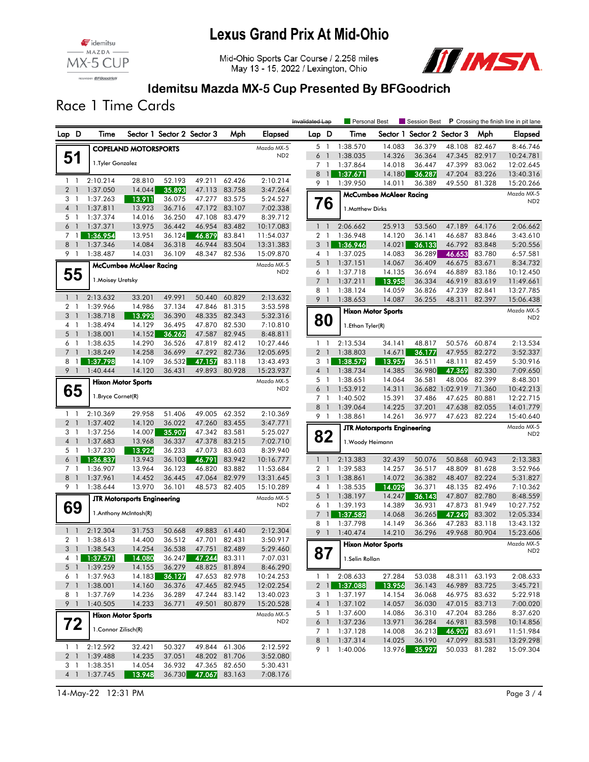# Lexus Grand Prix At Mid-Ohio

Mid-Ohio Sports Car Course / 2.258 miles
May 13 - 15, 2022 / Lexington, Ohio

## Idemitsu Mazda MX-5 Cup Presented By BFGoodrich

### Race 1 Time Cards

Legend: Invalidated Lap | Personal Best | Session Best | P Crossing the finish line in pit lane

**51 — COPELAND MOTORSPORTS** — Mazda MX-5 ND2
1.Tyler Gonzalez

| Lap | D | Time | Sector 1 | Sector 2 | Sector 3 | Mph | Elapsed |
|---|---|---|---|---|---|---|---|
| 1 | 1 | 2:10.214 | 28.810 | 52.193 | 49.211 | 62.426 | 2:10.214 |
| 2 | 1 | 1:37.050 | 14.044 | 35.893 | 47.113 | 83.758 | 3:47.264 |
| 3 | 1 | 1:37.263 | 13.911 | 36.075 | 47.277 | 83.575 | 5:24.527 |
| 4 | 1 | 1:37.811 | 13.923 | 36.716 | 47.172 | 83.107 | 7:02.338 |
| 5 | 1 | 1:37.374 | 14.016 | 36.250 | 47.108 | 83.479 | 8:39.712 |
| 6 | 1 | 1:37.371 | 13.975 | 36.442 | 46.954 | 83.482 | 10:17.083 |
| 7 | 1 | 1:36.954 | 13.951 | 36.124 | 46.879 | 83.841 | 11:54.037 |
| 8 | 1 | 1:37.346 | 14.084 | 36.318 | 46.944 | 83.504 | 13:31.383 |
| 9 | 1 | 1:38.487 | 14.031 | 36.109 | 48.347 | 82.536 | 15:09.870 |

**55 — McCumbee McAleer Racing** — Mazda MX-5 ND2
1.Moisey Uretsky

| Lap | D | Time | Sector 1 | Sector 2 | Sector 3 | Mph | Elapsed |
|---|---|---|---|---|---|---|---|
| 1 | 1 | 2:13.632 | 33.201 | 49.991 | 50.440 | 60.829 | 2:13.632 |
| 2 | 1 | 1:39.966 | 14.986 | 37.134 | 47.846 | 81.315 | 3:53.598 |
| 3 | 1 | 1:38.718 | 13.993 | 36.390 | 48.335 | 82.343 | 5:32.316 |
| 4 | 1 | 1:38.494 | 14.129 | 36.495 | 47.870 | 82.530 | 7:10.810 |
| 5 | 1 | 1:38.001 | 14.152 | 36.262 | 47.587 | 82.945 | 8:48.811 |
| 6 | 1 | 1:38.635 | 14.290 | 36.526 | 47.819 | 82.412 | 10:27.446 |
| 7 | 1 | 1:38.249 | 14.258 | 36.699 | 47.292 | 82.736 | 12:05.695 |
| 8 | 1 | 1:37.798 | 14.109 | 36.532 | 47.157 | 83.118 | 13:43.493 |
| 9 | 1 | 1:40.444 | 14.120 | 36.431 | 49.893 | 80.928 | 15:23.937 |

**65 — Hixon Motor Sports** — Mazda MX-5 ND2
1.Bryce Cornet(R)

| Lap | D | Time | Sector 1 | Sector 2 | Sector 3 | Mph | Elapsed |
|---|---|---|---|---|---|---|---|
| 1 | 1 | 2:10.369 | 29.958 | 51.406 | 49.005 | 62.352 | 2:10.369 |
| 2 | 1 | 1:37.402 | 14.120 | 36.022 | 47.260 | 83.455 | 3:47.771 |
| 3 | 1 | 1:37.256 | 14.007 | 35.907 | 47.342 | 83.581 | 5:25.027 |
| 4 | 1 | 1:37.683 | 13.968 | 36.337 | 47.378 | 83.215 | 7:02.710 |
| 5 | 1 | 1:37.230 | 13.924 | 36.233 | 47.073 | 83.603 | 8:39.940 |
| 6 | 1 | 1:36.837 | 13.943 | 36.103 | 46.791 | 83.942 | 10:16.777 |
| 7 | 1 | 1:36.907 | 13.964 | 36.123 | 46.820 | 83.882 | 11:53.684 |
| 8 | 1 | 1:37.961 | 14.452 | 36.445 | 47.064 | 82.979 | 13:31.645 |
| 9 | 1 | 1:38.644 | 13.970 | 36.101 | 48.573 | 82.405 | 15:10.289 |

**69 — JTR Motorsports Engineering** — Mazda MX-5 ND2
1.Anthony McIntosh(R)

| Lap | D | Time | Sector 1 | Sector 2 | Sector 3 | Mph | Elapsed |
|---|---|---|---|---|---|---|---|
| 1 | 1 | 2:12.304 | 31.753 | 50.668 | 49.883 | 61.440 | 2:12.304 |
| 2 | 1 | 1:38.613 | 14.400 | 36.512 | 47.701 | 82.431 | 3:50.917 |
| 3 | 1 | 1:38.543 | 14.254 | 36.538 | 47.751 | 82.489 | 5:29.460 |
| 4 | 1 | 1:37.571 | 14.080 | 36.247 | 47.244 | 83.311 | 7:07.031 |
| 5 | 1 | 1:39.259 | 14.155 | 36.279 | 48.825 | 81.894 | 8:46.290 |
| 6 | 1 | 1:37.963 | 14.183 | 36.127 | 47.653 | 82.978 | 10:24.253 |
| 7 | 1 | 1:38.001 | 14.160 | 36.376 | 47.465 | 82.945 | 12:02.254 |
| 8 | 1 | 1:37.769 | 14.236 | 36.289 | 47.244 | 83.142 | 13:40.023 |
| 9 | 1 | 1:40.505 | 14.233 | 36.771 | 49.501 | 80.879 | 15:20.528 |

**72 — Hixon Motor Sports** — Mazda MX-5 ND2
1.Connor Zilisch(R)

| Lap | D | Time | Sector 1 | Sector 2 | Sector 3 | Mph | Elapsed |
|---|---|---|---|---|---|---|---|
| 1 | 1 | 2:12.592 | 32.421 | 50.327 | 49.844 | 61.306 | 2:12.592 |
| 2 | 1 | 1:39.488 | 14.235 | 37.051 | 48.202 | 81.706 | 3:52.080 |
| 3 | 1 | 1:38.351 | 14.054 | 36.932 | 47.365 | 82.650 | 5:30.431 |
| 4 | 1 | 1:37.745 | 13.948 | 36.730 | 47.067 | 83.163 | 7:08.176 |
| 5 | 1 | 1:38.570 | 14.083 | 36.379 | 48.108 | 82.467 | 8:46.746 |
| 6 | 1 | 1:38.035 | 14.326 | 36.364 | 47.345 | 82.917 | 10:24.781 |
| 7 | 1 | 1:37.864 | 14.018 | 36.447 | 47.399 | 83.062 | 12:02.645 |
| 8 | 1 | 1:37.671 | 14.180 | 36.287 | 47.204 | 83.226 | 13:40.316 |
| 9 | 1 | 1:39.950 | 14.011 | 36.389 | 49.550 | 81.328 | 15:20.266 |

**76 — McCumbee McAleer Racing** — Mazda MX-5 ND2
1.Matthew Dirks

| Lap | D | Time | Sector 1 | Sector 2 | Sector 3 | Mph | Elapsed |
|---|---|---|---|---|---|---|---|
| 1 | 1 | 2:06.662 | 25.913 | 53.560 | 47.189 | 64.176 | 2:06.662 |
| 2 | 1 | 1:36.948 | 14.120 | 36.141 | 46.687 | 83.846 | 3:43.610 |
| 3 | 1 | 1:36.946 | 14.021 | 36.133 | 46.792 | 83.848 | 5:20.556 |
| 4 | 1 | 1:37.025 | 14.083 | 36.289 | 46.653 | 83.780 | 6:57.581 |
| 5 | 1 | 1:37.151 | 14.067 | 36.409 | 46.675 | 83.671 | 8:34.732 |
| 6 | 1 | 1:37.718 | 14.135 | 36.694 | 46.889 | 83.186 | 10:12.450 |
| 7 | 1 | 1:37.211 | 13.958 | 36.334 | 46.919 | 83.619 | 11:49.661 |
| 8 | 1 | 1:38.124 | 14.059 | 36.826 | 47.239 | 82.841 | 13:27.785 |
| 9 | 1 | 1:38.653 | 14.087 | 36.255 | 48.311 | 82.397 | 15:06.438 |

**80 — Hixon Motor Sports** — Mazda MX-5 ND2
1.Ethan Tyler(R)

| Lap | D | Time | Sector 1 | Sector 2 | Sector 3 | Mph | Elapsed |
|---|---|---|---|---|---|---|---|
| 1 | 1 | 2:13.534 | 34.141 | 48.817 | 50.576 | 60.874 | 2:13.534 |
| 2 | 1 | 1:38.803 | 14.671 | 36.177 | 47.955 | 82.272 | 3:52.337 |
| 3 | 1 | 1:38.579 | 13.957 | 36.511 | 48.111 | 82.459 | 5:30.916 |
| 4 | 1 | 1:38.734 | 14.385 | 36.980 | 47.369 | 82.330 | 7:09.650 |
| 5 | 1 | 1:38.651 | 14.064 | 36.581 | 48.006 | 82.399 | 8:48.301 |
| 6 | 1 | 1:53.912 | 14.311 | 36.682 | 1:02.919 | 71.360 | 10:42.213 |
| 7 | 1 | 1:40.502 | 15.391 | 37.486 | 47.625 | 80.881 | 12:22.715 |
| 8 | 1 | 1:39.064 | 14.225 | 37.201 | 47.638 | 82.055 | 14:01.779 |
| 9 | 1 | 1:38.861 | 14.261 | 36.977 | 47.623 | 82.224 | 15:40.640 |

**82 — JTR Motorsports Engineering** — Mazda MX-5 ND2
1.Woody Heimann

| Lap | D | Time | Sector 1 | Sector 2 | Sector 3 | Mph | Elapsed |
|---|---|---|---|---|---|---|---|
| 1 | 1 | 2:13.383 | 32.439 | 50.076 | 50.868 | 60.943 | 2:13.383 |
| 2 | 1 | 1:39.583 | 14.257 | 36.517 | 48.809 | 81.628 | 3:52.966 |
| 3 | 1 | 1:38.861 | 14.072 | 36.382 | 48.407 | 82.224 | 5:31.827 |
| 4 | 1 | 1:38.535 | 14.029 | 36.371 | 48.135 | 82.496 | 7:10.362 |
| 5 | 1 | 1:38.197 | 14.247 | 36.143 | 47.807 | 82.780 | 8:48.559 |
| 6 | 1 | 1:39.193 | 14.389 | 36.931 | 47.873 | 81.949 | 10:27.752 |
| 7 | 1 | 1:37.582 | 14.068 | 36.265 | 47.249 | 83.302 | 12:05.334 |
| 8 | 1 | 1:37.798 | 14.149 | 36.366 | 47.283 | 83.118 | 13:43.132 |
| 9 | 1 | 1:40.474 | 14.210 | 36.296 | 49.968 | 80.904 | 15:23.606 |

**87 — Hixon Motor Sports** — Mazda MX-5 ND2
1.Selin Rollan

| Lap | D | Time | Sector 1 | Sector 2 | Sector 3 | Mph | Elapsed |
|---|---|---|---|---|---|---|---|
| 1 | 1 | 2:08.633 | 27.284 | 53.038 | 48.311 | 63.193 | 2:08.633 |
| 2 | 1 | 1:37.088 | 13.956 | 36.143 | 46.989 | 83.725 | 3:45.721 |
| 3 | 1 | 1:37.197 | 14.154 | 36.068 | 46.975 | 83.632 | 5:22.918 |
| 4 | 1 | 1:37.102 | 14.057 | 36.030 | 47.015 | 83.713 | 7:00.020 |
| 5 | 1 | 1:37.600 | 14.086 | 36.310 | 47.204 | 83.286 | 8:37.620 |
| 6 | 1 | 1:37.236 | 13.971 | 36.284 | 46.981 | 83.598 | 10:14.856 |
| 7 | 1 | 1:37.128 | 14.008 | 36.213 | 46.907 | 83.691 | 11:51.984 |
| 8 | 1 | 1:37.314 | 14.025 | 36.190 | 47.099 | 83.531 | 13:29.298 |
| 9 | 1 | 1:40.006 | 13.976 | 35.997 | 50.033 | 81.282 | 15:09.304 |

14-May-22 12:31 PM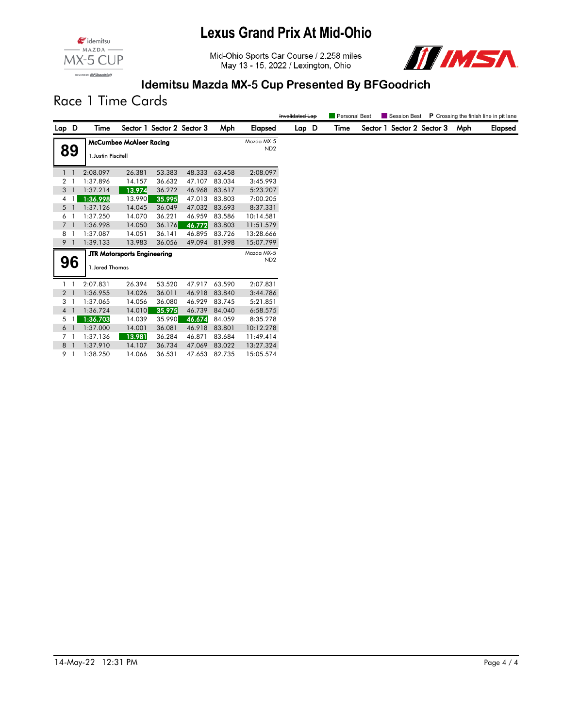# Lexus Grand Prix At Mid-Ohio

Mid-Ohio Sports Car Course / 2.258 miles
May 13 - 15, 2022 / Lexington, Ohio

## Idemitsu Mazda MX-5 Cup Presented By BFGoodrich

## Race 1 Time Cards

Invalidated Lap | Personal Best | Session Best | **P** Crossing the finish line in pit lane

**89** — **McCumbee McAleer Racing** — Mazda MX-5 ND2
1.Justin Piscitell

| Lap | D | Time | Sector 1 | Sector 2 | Sector 3 | Mph | Elapsed |
|---|---|---|---|---|---|---|---|
| 1 | 1 | 2:08.097 | 26.381 | 53.383 | 48.333 | 63.458 | 2:08.097 |
| 2 | 1 | 1:37.896 | 14.157 | 36.632 | 47.107 | 83.034 | 3:45.993 |
| 3 | 1 | 1:37.214 | 13.974 | 36.272 | 46.968 | 83.617 | 5:23.207 |
| 4 | 1 | 1:36.998 | 13.990 | 35.995 | 47.013 | 83.803 | 7:00.205 |
| 5 | 1 | 1:37.126 | 14.045 | 36.049 | 47.032 | 83.693 | 8:37.331 |
| 6 | 1 | 1:37.250 | 14.070 | 36.221 | 46.959 | 83.586 | 10:14.581 |
| 7 | 1 | 1:36.998 | 14.050 | 36.176 | 46.772 | 83.803 | 11:51.579 |
| 8 | 1 | 1:37.087 | 14.051 | 36.141 | 46.895 | 83.726 | 13:28.666 |
| 9 | 1 | 1:39.133 | 13.983 | 36.056 | 49.094 | 81.998 | 15:07.799 |

**96** — **JTR Motorsports Engineering** — Mazda MX-5 ND2
1.Jared Thomas

| Lap | D | Time | Sector 1 | Sector 2 | Sector 3 | Mph | Elapsed |
|---|---|---|---|---|---|---|---|
| 1 | 1 | 2:07.831 | 26.394 | 53.520 | 47.917 | 63.590 | 2:07.831 |
| 2 | 1 | 1:36.955 | 14.026 | 36.011 | 46.918 | 83.840 | 3:44.786 |
| 3 | 1 | 1:37.065 | 14.056 | 36.080 | 46.929 | 83.745 | 5:21.851 |
| 4 | 1 | 1:36.724 | 14.010 | 35.975 | 46.739 | 84.040 | 6:58.575 |
| 5 | 1 | 1:36.703 | 14.039 | 35.990 | 46.674 | 84.059 | 8:35.278 |
| 6 | 1 | 1:37.000 | 14.001 | 36.081 | 46.918 | 83.801 | 10:12.278 |
| 7 | 1 | 1:37.136 | 13.981 | 36.284 | 46.871 | 83.684 | 11:49.414 |
| 8 | 1 | 1:37.910 | 14.107 | 36.734 | 47.069 | 83.022 | 13:27.324 |
| 9 | 1 | 1:38.250 | 14.066 | 36.531 | 47.653 | 82.735 | 15:05.574 |

14-May-22 12:31 PM